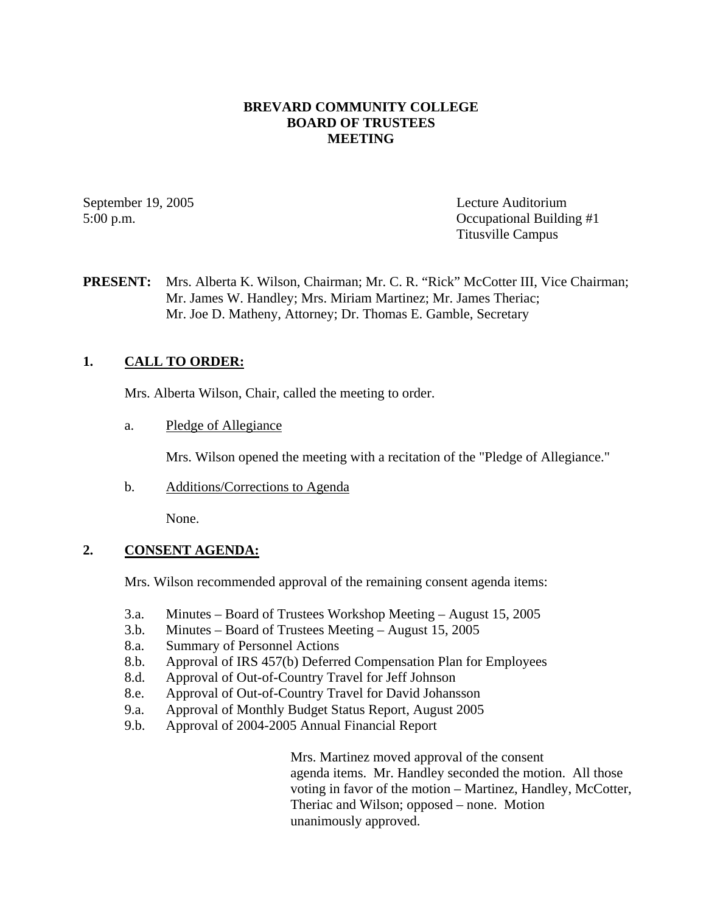# BREVARD COMMUNITY COLLEGE
# BOARD OF TRUSTEES
# MEETING

September 19, 2005
5:00 p.m.

Lecture Auditorium
Occupational Building #1
Titusville Campus

**PRESENT:** Mrs. Alberta K. Wilson, Chairman; Mr. C. R. "Rick" McCotter III, Vice Chairman; Mr. James W. Handley; Mrs. Miriam Martinez; Mr. James Theriac; Mr. Joe D. Matheny, Attorney; Dr. Thomas E. Gamble, Secretary

## 1. CALL TO ORDER:

Mrs. Alberta Wilson, Chair, called the meeting to order.

a. Pledge of Allegiance

Mrs. Wilson opened the meeting with a recitation of the "Pledge of Allegiance."

b. Additions/Corrections to Agenda

None.

## 2. CONSENT AGENDA:

Mrs. Wilson recommended approval of the remaining consent agenda items:

- 3.a. Minutes – Board of Trustees Workshop Meeting – August 15, 2005
- 3.b. Minutes – Board of Trustees Meeting – August 15, 2005
- 8.a. Summary of Personnel Actions
- 8.b. Approval of IRS 457(b) Deferred Compensation Plan for Employees
- 8.d. Approval of Out-of-Country Travel for Jeff Johnson
- 8.e. Approval of Out-of-Country Travel for David Johansson
- 9.a. Approval of Monthly Budget Status Report, August 2005
- 9.b. Approval of 2004-2005 Annual Financial Report

Mrs. Martinez moved approval of the consent agenda items. Mr. Handley seconded the motion. All those voting in favor of the motion – Martinez, Handley, McCotter, Theriac and Wilson; opposed – none. Motion unanimously approved.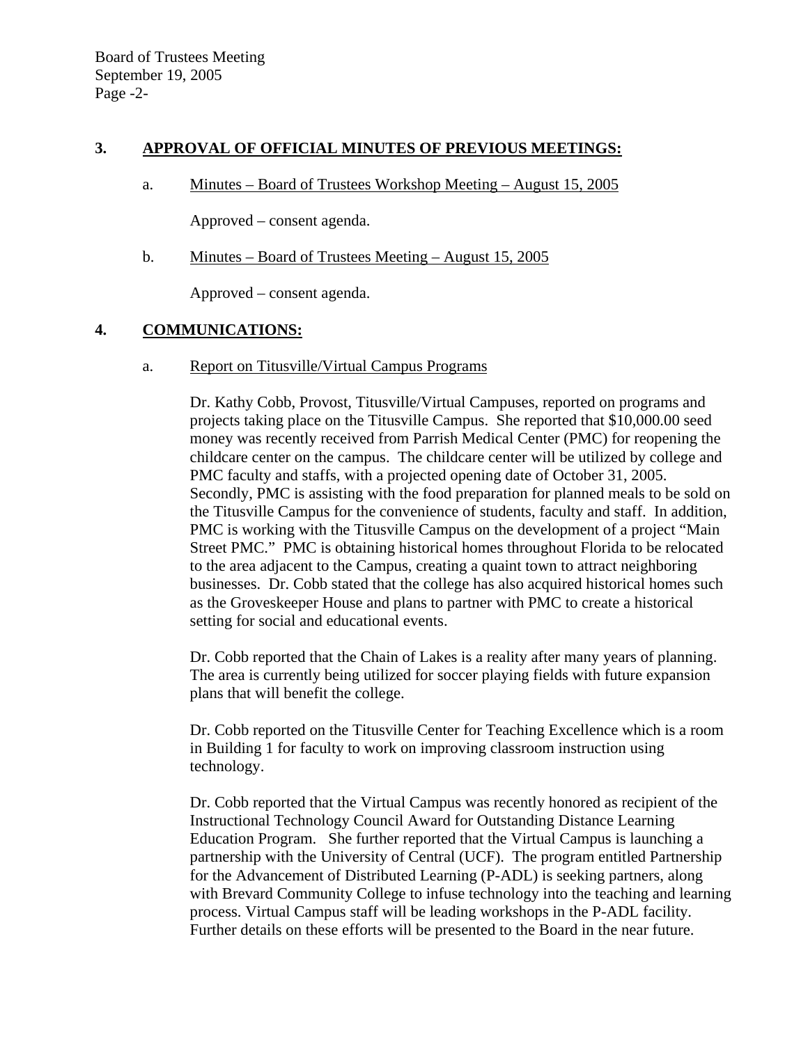## 3. APPROVAL OF OFFICIAL MINUTES OF PREVIOUS MEETINGS:

a. Minutes – Board of Trustees Workshop Meeting – August 15, 2005

Approved – consent agenda.

b. Minutes – Board of Trustees Meeting – August 15, 2005

Approved – consent agenda.

## 4. COMMUNICATIONS:

a. Report on Titusville/Virtual Campus Programs

Dr. Kathy Cobb, Provost, Titusville/Virtual Campuses, reported on programs and projects taking place on the Titusville Campus. She reported that $10,000.00 seed money was recently received from Parrish Medical Center (PMC) for reopening the childcare center on the campus. The childcare center will be utilized by college and PMC faculty and staffs, with a projected opening date of October 31, 2005. Secondly, PMC is assisting with the food preparation for planned meals to be sold on the Titusville Campus for the convenience of students, faculty and staff. In addition, PMC is working with the Titusville Campus on the development of a project "Main Street PMC." PMC is obtaining historical homes throughout Florida to be relocated to the area adjacent to the Campus, creating a quaint town to attract neighboring businesses. Dr. Cobb stated that the college has also acquired historical homes such as the Groveskeeper House and plans to partner with PMC to create a historical setting for social and educational events.

Dr. Cobb reported that the Chain of Lakes is a reality after many years of planning. The area is currently being utilized for soccer playing fields with future expansion plans that will benefit the college.

Dr. Cobb reported on the Titusville Center for Teaching Excellence which is a room in Building 1 for faculty to work on improving classroom instruction using technology.

Dr. Cobb reported that the Virtual Campus was recently honored as recipient of the Instructional Technology Council Award for Outstanding Distance Learning Education Program. She further reported that the Virtual Campus is launching a partnership with the University of Central (UCF). The program entitled Partnership for the Advancement of Distributed Learning (P-ADL) is seeking partners, along with Brevard Community College to infuse technology into the teaching and learning process. Virtual Campus staff will be leading workshops in the P-ADL facility. Further details on these efforts will be presented to the Board in the near future.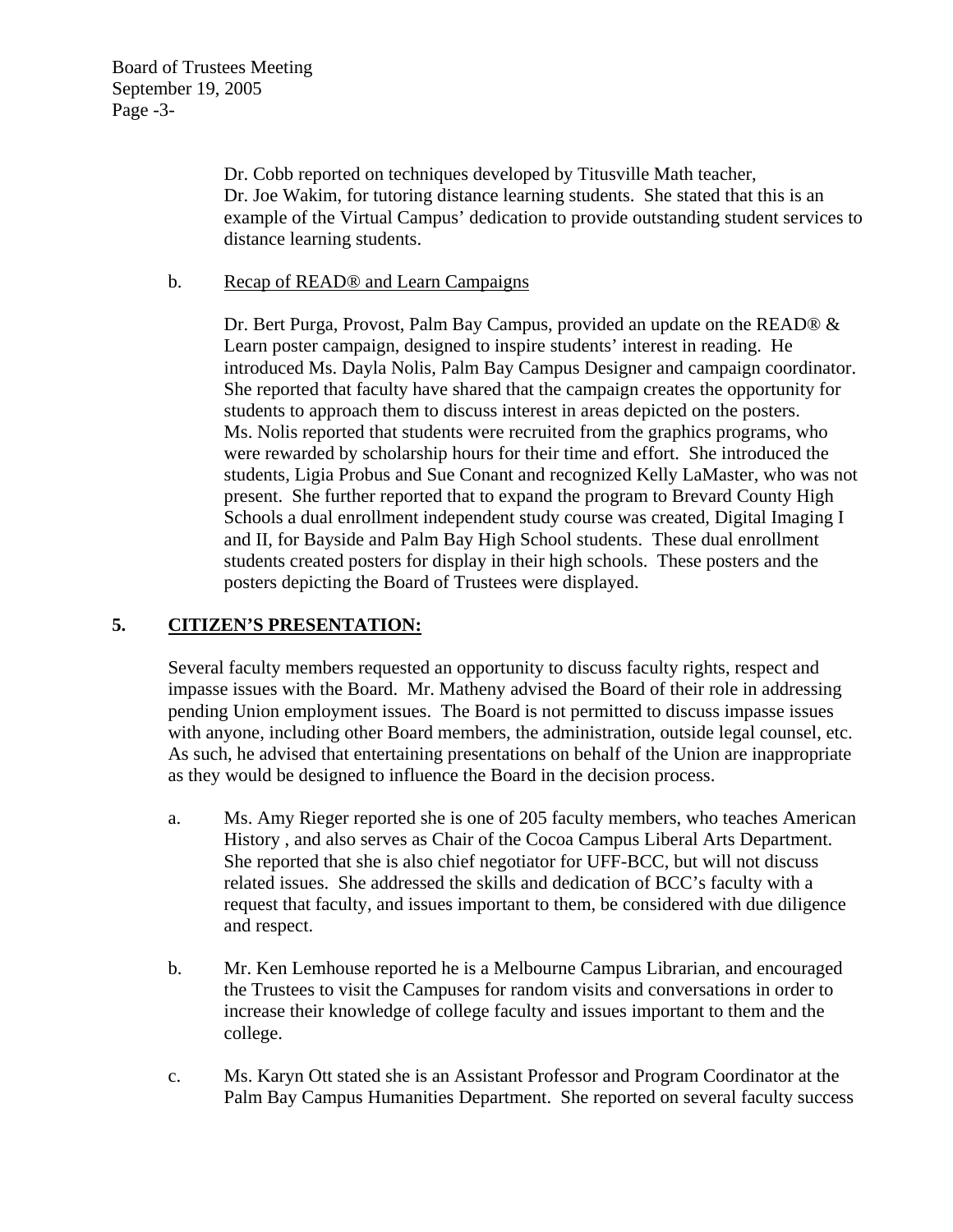Dr. Cobb reported on techniques developed by Titusville Math teacher, Dr. Joe Wakim, for tutoring distance learning students. She stated that this is an example of the Virtual Campus' dedication to provide outstanding student services to distance learning students.

b. Recap of READ® and Learn Campaigns

Dr. Bert Purga, Provost, Palm Bay Campus, provided an update on the READ® & Learn poster campaign, designed to inspire students' interest in reading. He introduced Ms. Dayla Nolis, Palm Bay Campus Designer and campaign coordinator. She reported that faculty have shared that the campaign creates the opportunity for students to approach them to discuss interest in areas depicted on the posters. Ms. Nolis reported that students were recruited from the graphics programs, who were rewarded by scholarship hours for their time and effort. She introduced the students, Ligia Probus and Sue Conant and recognized Kelly LaMaster, who was not present. She further reported that to expand the program to Brevard County High Schools a dual enrollment independent study course was created, Digital Imaging I and II, for Bayside and Palm Bay High School students. These dual enrollment students created posters for display in their high schools. These posters and the posters depicting the Board of Trustees were displayed.

## 5. CITIZEN'S PRESENTATION:

Several faculty members requested an opportunity to discuss faculty rights, respect and impasse issues with the Board. Mr. Matheny advised the Board of their role in addressing pending Union employment issues. The Board is not permitted to discuss impasse issues with anyone, including other Board members, the administration, outside legal counsel, etc. As such, he advised that entertaining presentations on behalf of the Union are inappropriate as they would be designed to influence the Board in the decision process.

a. Ms. Amy Rieger reported she is one of 205 faculty members, who teaches American History , and also serves as Chair of the Cocoa Campus Liberal Arts Department. She reported that she is also chief negotiator for UFF-BCC, but will not discuss related issues. She addressed the skills and dedication of BCC's faculty with a request that faculty, and issues important to them, be considered with due diligence and respect.

b. Mr. Ken Lemhouse reported he is a Melbourne Campus Librarian, and encouraged the Trustees to visit the Campuses for random visits and conversations in order to increase their knowledge of college faculty and issues important to them and the college.

c. Ms. Karyn Ott stated she is an Assistant Professor and Program Coordinator at the Palm Bay Campus Humanities Department. She reported on several faculty success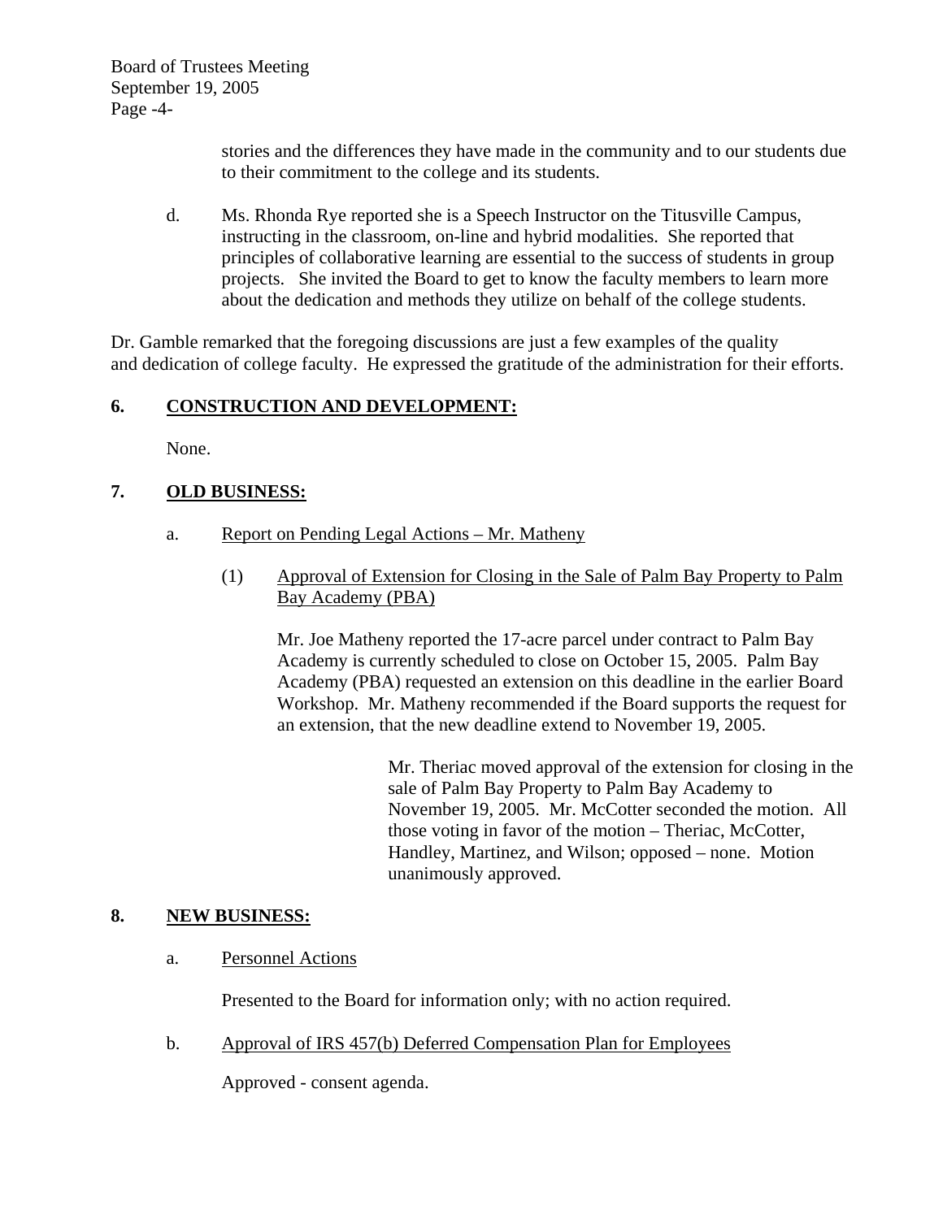stories and the differences they have made in the community and to our students due to their commitment to the college and its students.

d. Ms. Rhonda Rye reported she is a Speech Instructor on the Titusville Campus, instructing in the classroom, on-line and hybrid modalities. She reported that principles of collaborative learning are essential to the success of students in group projects. She invited the Board to get to know the faculty members to learn more about the dedication and methods they utilize on behalf of the college students.

Dr. Gamble remarked that the foregoing discussions are just a few examples of the quality and dedication of college faculty. He expressed the gratitude of the administration for their efforts.

## 6. CONSTRUCTION AND DEVELOPMENT:

None.

## 7. OLD BUSINESS:

a. Report on Pending Legal Actions – Mr. Matheny

(1) Approval of Extension for Closing in the Sale of Palm Bay Property to Palm Bay Academy (PBA)

Mr. Joe Matheny reported the 17-acre parcel under contract to Palm Bay Academy is currently scheduled to close on October 15, 2005. Palm Bay Academy (PBA) requested an extension on this deadline in the earlier Board Workshop. Mr. Matheny recommended if the Board supports the request for an extension, that the new deadline extend to November 19, 2005.

> Mr. Theriac moved approval of the extension for closing in the sale of Palm Bay Property to Palm Bay Academy to November 19, 2005. Mr. McCotter seconded the motion. All those voting in favor of the motion – Theriac, McCotter, Handley, Martinez, and Wilson; opposed – none. Motion unanimously approved.

## 8. NEW BUSINESS:

a. Personnel Actions

Presented to the Board for information only; with no action required.

b. Approval of IRS 457(b) Deferred Compensation Plan for Employees

Approved - consent agenda.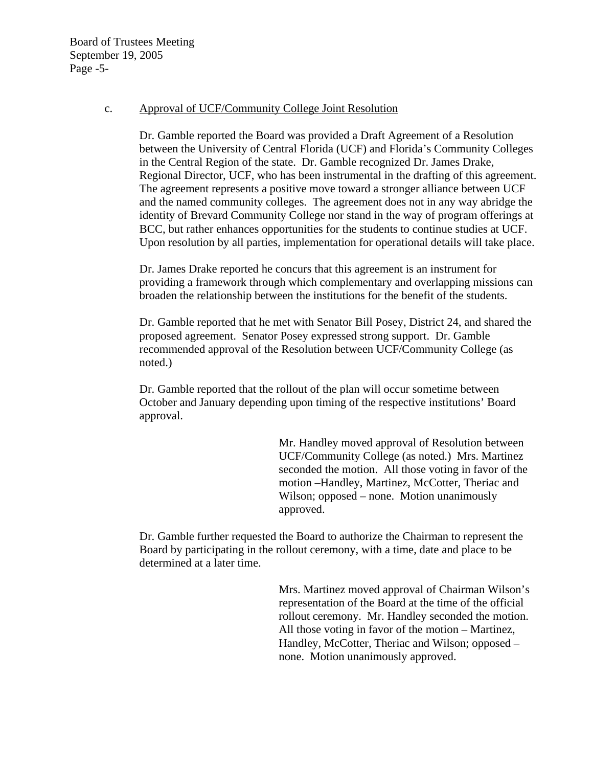c. <u>Approval of UCF/Community College Joint Resolution</u>

Dr. Gamble reported the Board was provided a Draft Agreement of a Resolution between the University of Central Florida (UCF) and Florida's Community Colleges in the Central Region of the state. Dr. Gamble recognized Dr. James Drake, Regional Director, UCF, who has been instrumental in the drafting of this agreement. The agreement represents a positive move toward a stronger alliance between UCF and the named community colleges. The agreement does not in any way abridge the identity of Brevard Community College nor stand in the way of program offerings at BCC, but rather enhances opportunities for the students to continue studies at UCF. Upon resolution by all parties, implementation for operational details will take place.

Dr. James Drake reported he concurs that this agreement is an instrument for providing a framework through which complementary and overlapping missions can broaden the relationship between the institutions for the benefit of the students.

Dr. Gamble reported that he met with Senator Bill Posey, District 24, and shared the proposed agreement. Senator Posey expressed strong support. Dr. Gamble recommended approval of the Resolution between UCF/Community College (as noted.)

Dr. Gamble reported that the rollout of the plan will occur sometime between October and January depending upon timing of the respective institutions' Board approval.

> Mr. Handley moved approval of Resolution between UCF/Community College (as noted.) Mrs. Martinez seconded the motion. All those voting in favor of the motion –Handley, Martinez, McCotter, Theriac and Wilson; opposed – none. Motion unanimously approved.

Dr. Gamble further requested the Board to authorize the Chairman to represent the Board by participating in the rollout ceremony, with a time, date and place to be determined at a later time.

> Mrs. Martinez moved approval of Chairman Wilson's representation of the Board at the time of the official rollout ceremony. Mr. Handley seconded the motion. All those voting in favor of the motion – Martinez, Handley, McCotter, Theriac and Wilson; opposed – none. Motion unanimously approved.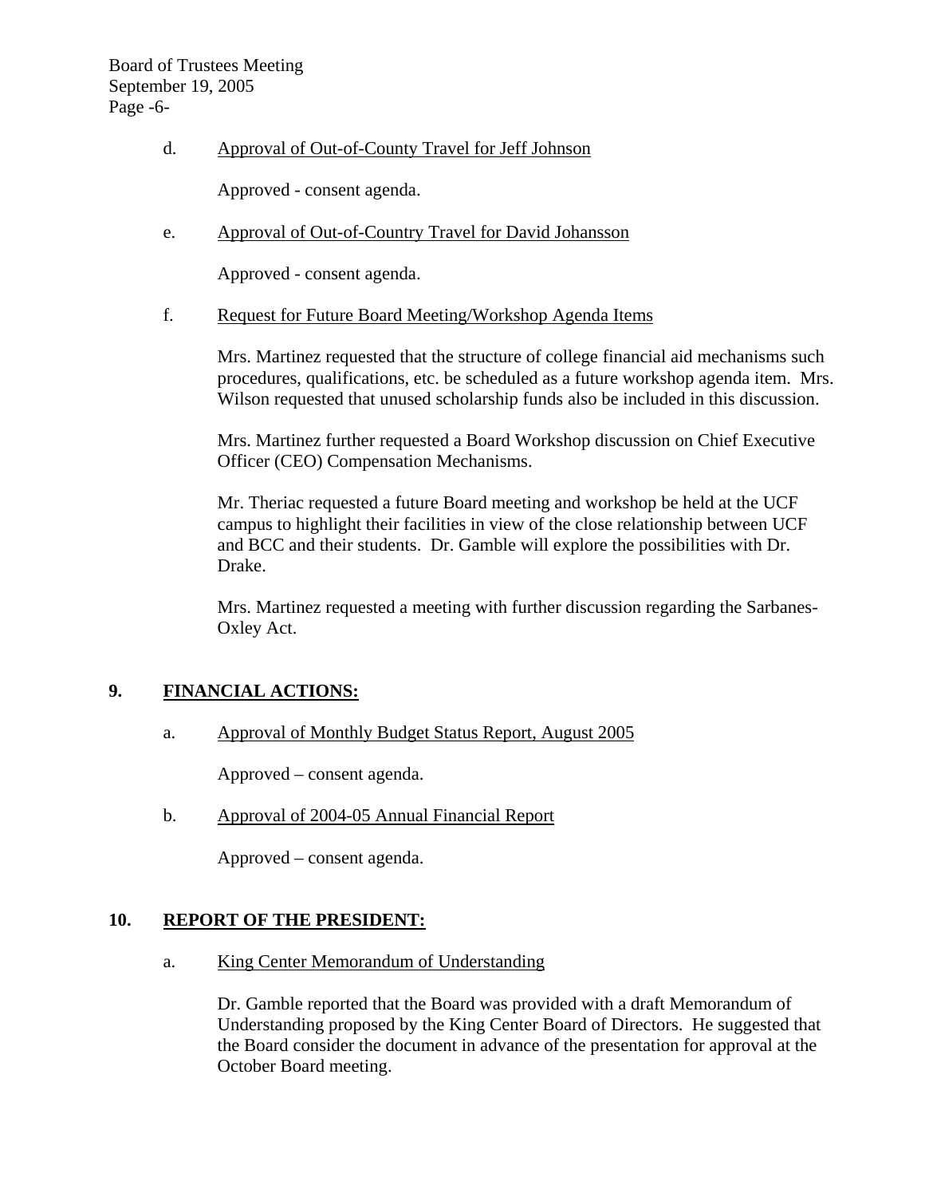d. Approval of Out-of-County Travel for Jeff Johnson

Approved - consent agenda.

e. Approval of Out-of-Country Travel for David Johansson

Approved - consent agenda.

f. Request for Future Board Meeting/Workshop Agenda Items

Mrs. Martinez requested that the structure of college financial aid mechanisms such procedures, qualifications, etc. be scheduled as a future workshop agenda item. Mrs. Wilson requested that unused scholarship funds also be included in this discussion.

Mrs. Martinez further requested a Board Workshop discussion on Chief Executive Officer (CEO) Compensation Mechanisms.

Mr. Theriac requested a future Board meeting and workshop be held at the UCF campus to highlight their facilities in view of the close relationship between UCF and BCC and their students. Dr. Gamble will explore the possibilities with Dr. Drake.

Mrs. Martinez requested a meeting with further discussion regarding the Sarbanes-Oxley Act.

## 9. FINANCIAL ACTIONS:

a. Approval of Monthly Budget Status Report, August 2005

Approved – consent agenda.

b. Approval of 2004-05 Annual Financial Report

Approved – consent agenda.

## 10. REPORT OF THE PRESIDENT:

a. King Center Memorandum of Understanding

Dr. Gamble reported that the Board was provided with a draft Memorandum of Understanding proposed by the King Center Board of Directors. He suggested that the Board consider the document in advance of the presentation for approval at the October Board meeting.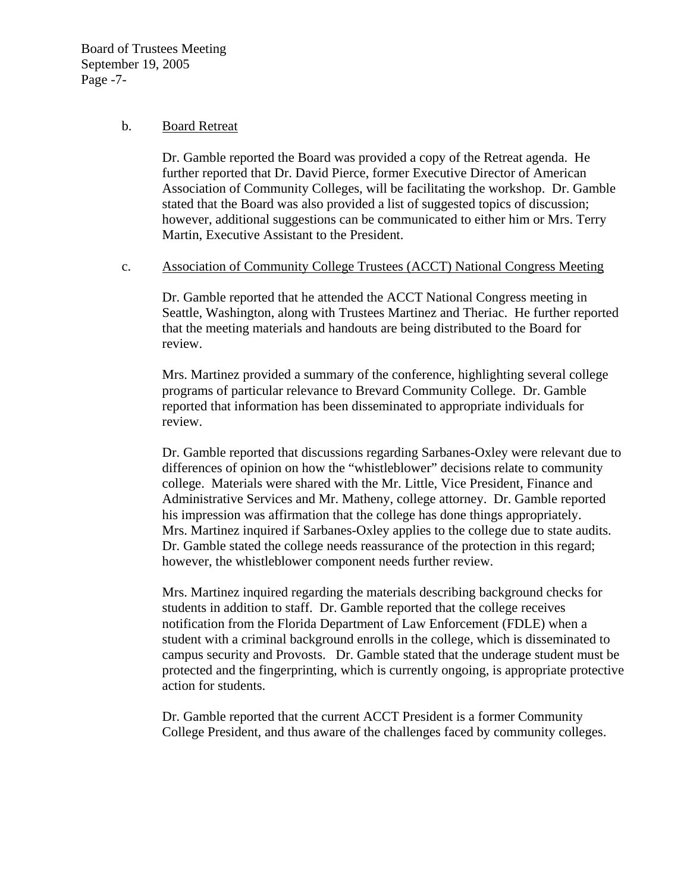b. Board Retreat

Dr. Gamble reported the Board was provided a copy of the Retreat agenda. He further reported that Dr. David Pierce, former Executive Director of American Association of Community Colleges, will be facilitating the workshop. Dr. Gamble stated that the Board was also provided a list of suggested topics of discussion; however, additional suggestions can be communicated to either him or Mrs. Terry Martin, Executive Assistant to the President.

c. Association of Community College Trustees (ACCT) National Congress Meeting

Dr. Gamble reported that he attended the ACCT National Congress meeting in Seattle, Washington, along with Trustees Martinez and Theriac. He further reported that the meeting materials and handouts are being distributed to the Board for review.

Mrs. Martinez provided a summary of the conference, highlighting several college programs of particular relevance to Brevard Community College. Dr. Gamble reported that information has been disseminated to appropriate individuals for review.

Dr. Gamble reported that discussions regarding Sarbanes-Oxley were relevant due to differences of opinion on how the "whistleblower" decisions relate to community college. Materials were shared with the Mr. Little, Vice President, Finance and Administrative Services and Mr. Matheny, college attorney. Dr. Gamble reported his impression was affirmation that the college has done things appropriately. Mrs. Martinez inquired if Sarbanes-Oxley applies to the college due to state audits. Dr. Gamble stated the college needs reassurance of the protection in this regard; however, the whistleblower component needs further review.

Mrs. Martinez inquired regarding the materials describing background checks for students in addition to staff. Dr. Gamble reported that the college receives notification from the Florida Department of Law Enforcement (FDLE) when a student with a criminal background enrolls in the college, which is disseminated to campus security and Provosts. Dr. Gamble stated that the underage student must be protected and the fingerprinting, which is currently ongoing, is appropriate protective action for students.

Dr. Gamble reported that the current ACCT President is a former Community College President, and thus aware of the challenges faced by community colleges.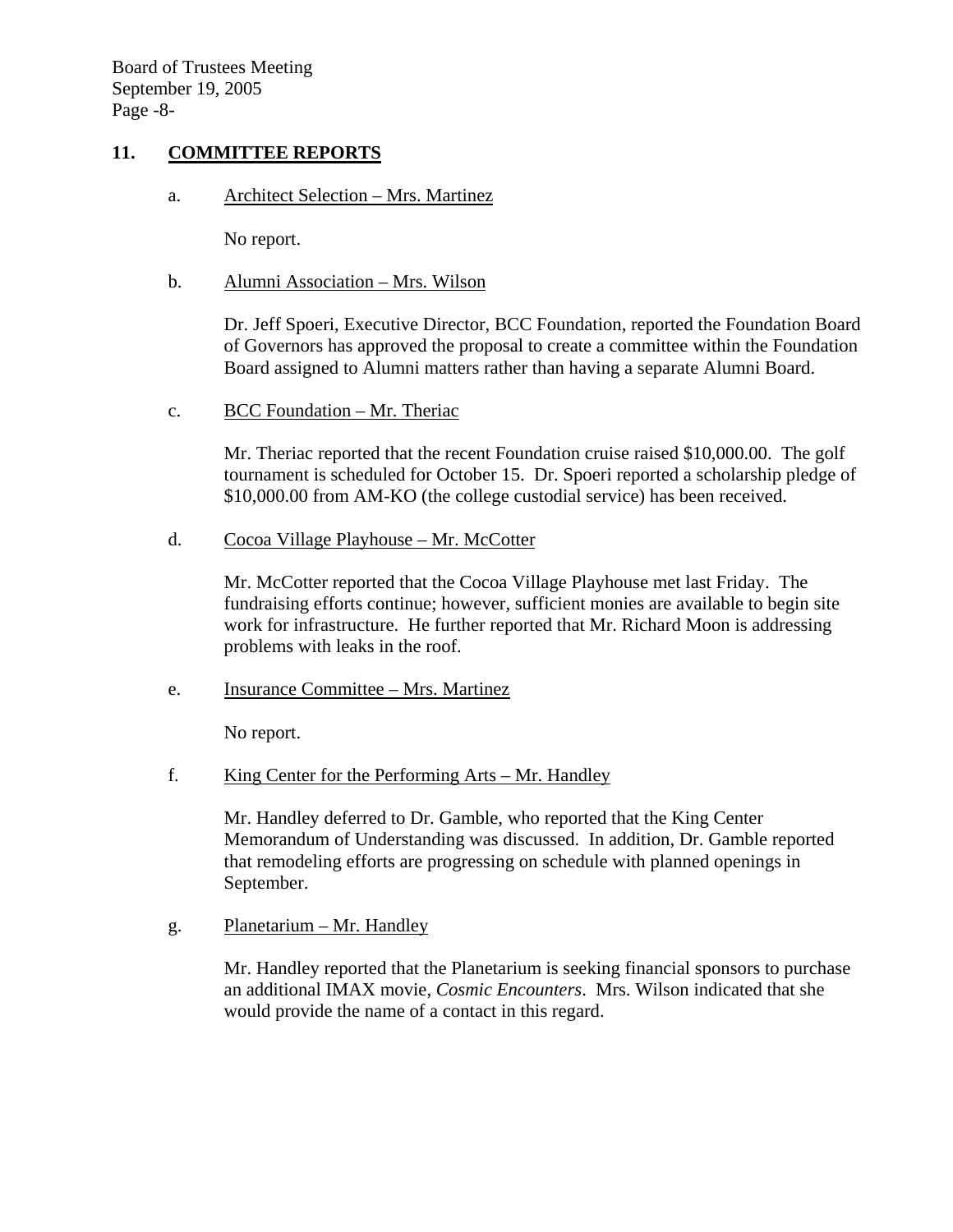## 11. COMMITTEE REPORTS

a. Architect Selection – Mrs. Martinez

No report.

b. Alumni Association – Mrs. Wilson

Dr. Jeff Spoeri, Executive Director, BCC Foundation, reported the Foundation Board of Governors has approved the proposal to create a committee within the Foundation Board assigned to Alumni matters rather than having a separate Alumni Board.

c. BCC Foundation – Mr. Theriac

Mr. Theriac reported that the recent Foundation cruise raised $10,000.00. The golf tournament is scheduled for October 15. Dr. Spoeri reported a scholarship pledge of $10,000.00 from AM-KO (the college custodial service) has been received.

d. Cocoa Village Playhouse – Mr. McCotter

Mr. McCotter reported that the Cocoa Village Playhouse met last Friday. The fundraising efforts continue; however, sufficient monies are available to begin site work for infrastructure. He further reported that Mr. Richard Moon is addressing problems with leaks in the roof.

e. Insurance Committee – Mrs. Martinez

No report.

f. King Center for the Performing Arts – Mr. Handley

Mr. Handley deferred to Dr. Gamble, who reported that the King Center Memorandum of Understanding was discussed. In addition, Dr. Gamble reported that remodeling efforts are progressing on schedule with planned openings in September.

g. Planetarium – Mr. Handley

Mr. Handley reported that the Planetarium is seeking financial sponsors to purchase an additional IMAX movie, *Cosmic Encounters*. Mrs. Wilson indicated that she would provide the name of a contact in this regard.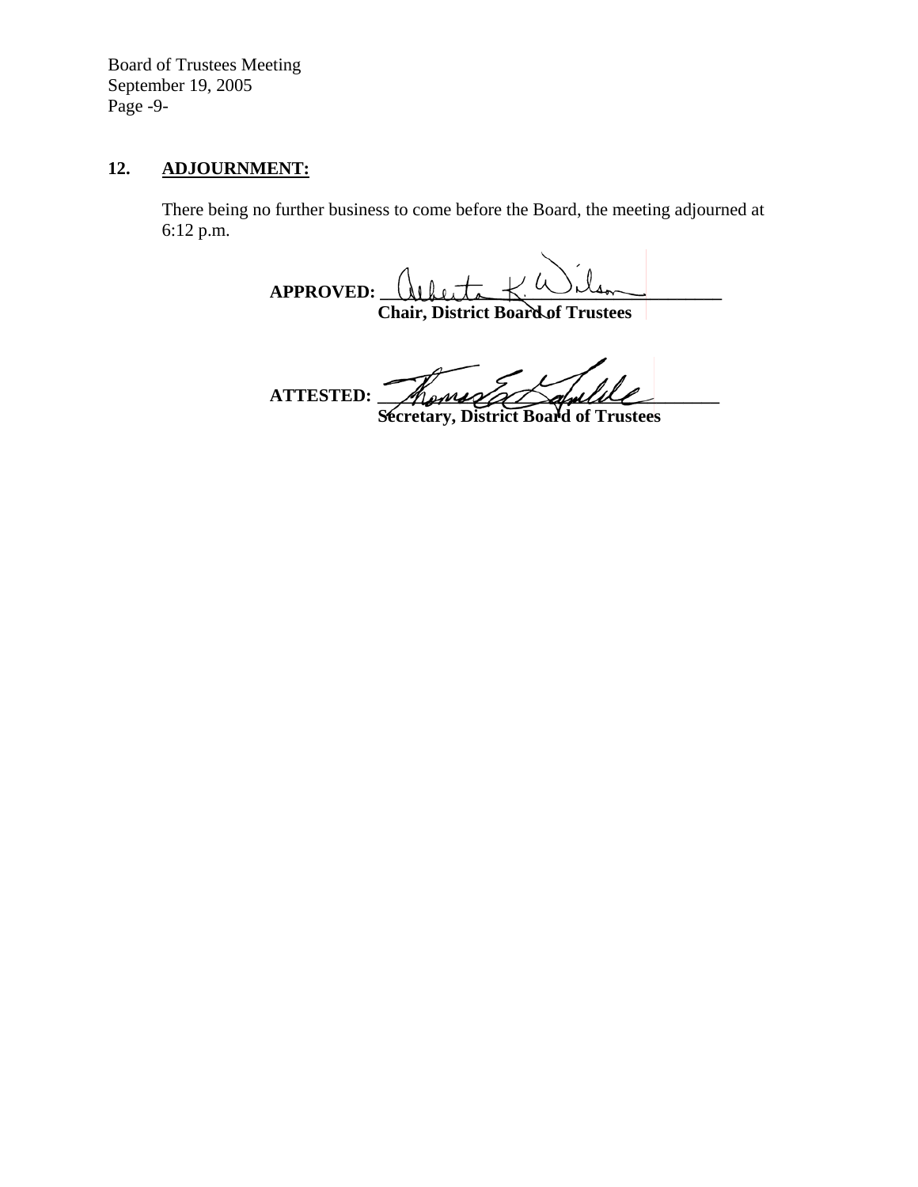## 12. ADJOURNMENT:

There being no further business to come before the Board, the meeting adjourned at 6:12 p.m.

**APPROVED:** Alberta K. Wilson
**Chair, District Board of Trustees**

**ATTESTED:** Thomas E. Gamble
**Secretary, District Board of Trustees**